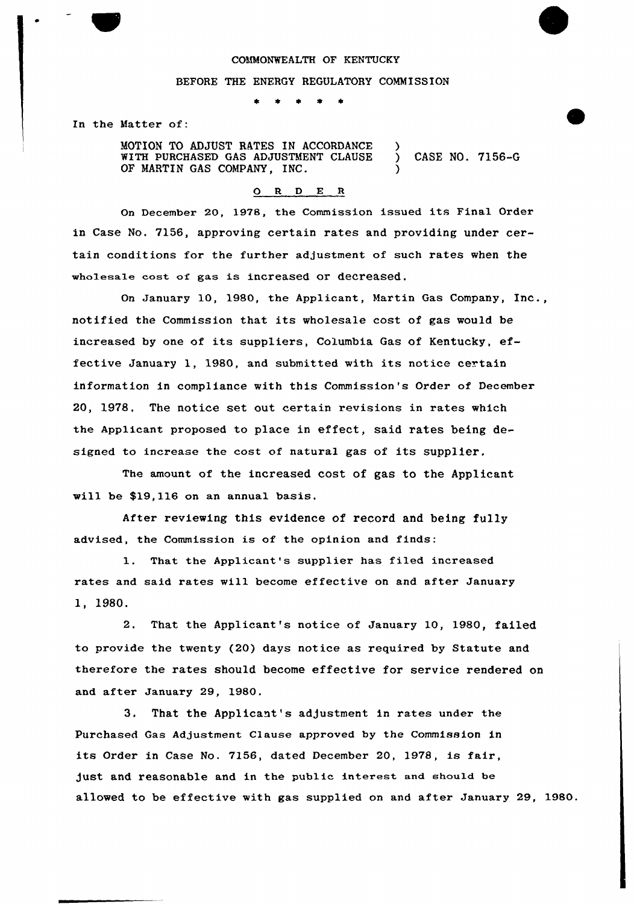COMMONWEALTH OF KENTUCKY

BEFORE THE ENERGY REGULATORY COMMISSION

\* \* \* \* \*

In the Matter of:

MOTION TO ADJUST RATES IN ACCORDANCE WITH PURCHASED GAS ADJUSTMENT CLAUSE OF MARTIN GAS COMPANY, INC. ) CASE NO. 7156-G

O R D E R

On December 20, 1978, the Commission issued its Final Order in Case No. 7156, approving certain rates and providing under certain conditions for the further adjustment of such rates when the wholesale cost of gas is increased or decreased.

On January 10, 1980, the Applicant, Martin Gas Company, Inc., notified the Commission that its wholesale cost of gas would be increased by one of its suppliers, Columbia Gas of Kentucky, effective January 1, 1980, and submitted with its notice certain information in compliance with this Commission's Order of December 20, 1978. The notice set out certain revisions in rates which the Applicant proposed to place in effect, said rates being designed to increase the cost of natural gas of its supplier.

The amount of the increased cost of gas to the Applicant will be $19,116 on an annual basis.

After reviewing this evidence of record and being fully advised, the Commission is of the opinion and finds:

1. That the Applicant's supplier has filed increased rates and said rates will become effective on and after January 1, 1980.

2. That the Applicant's notice of January 10, 1980, failed to provide the twenty (20) days notice as required by Statute and therefore the rates should become effective for service rendered on and after January 29, 1980.

3. That the Applicant's adjustment in rates under the Purchased Gas Adjustment Clause approved by the Commission in its Order in Case No. 7156, dated December 20, 1978, is fair, just and reasonable and in the public interest and should be allowed to be effective with gas supplied on and after January 29, 1980.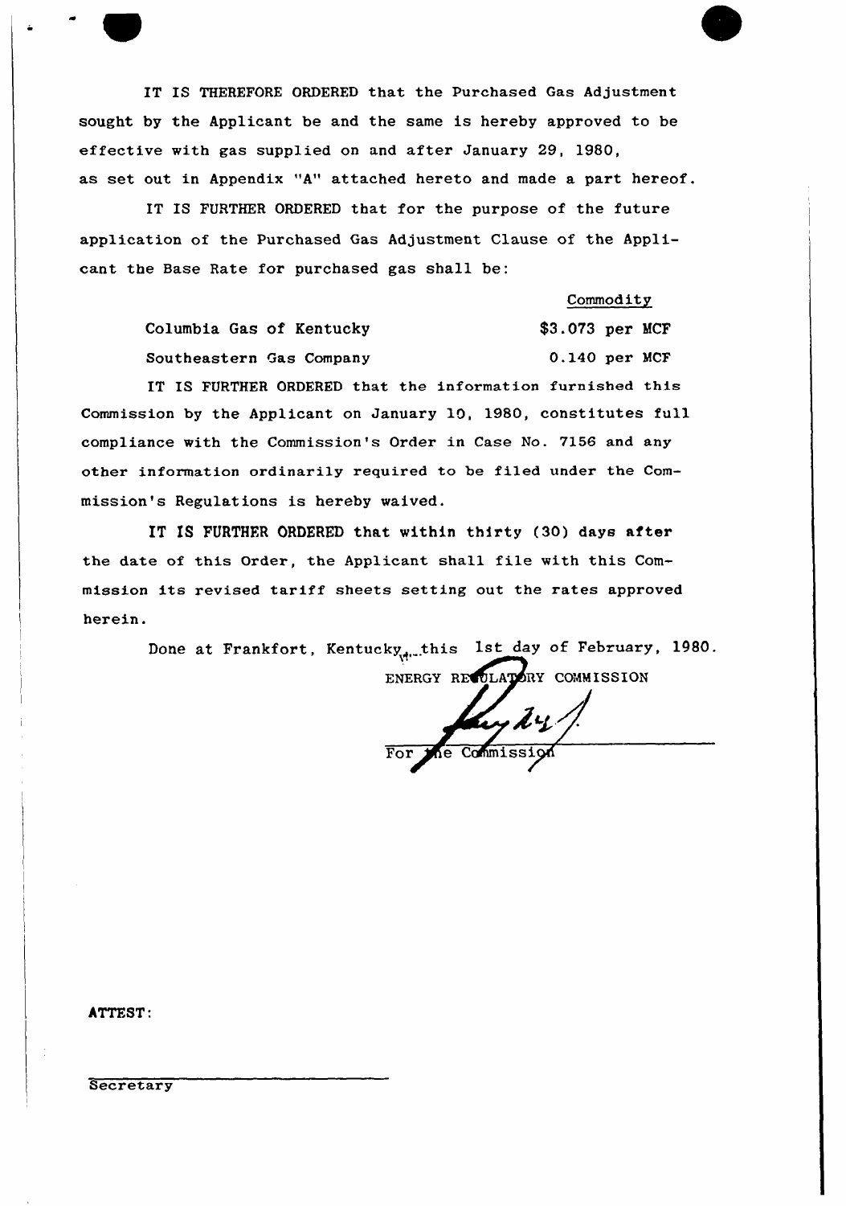IT IS THEREFORE ORDERED that the Purchased Gas Adjustment sought by the Applicant be and the same is hereby approved to be effective with gas supplied on and after January 29, 1980, as set out in Appendix "A" attached hereto and made a part hereof.

IT IS FURTHER ORDERED that for the purpose of the future application of the Purchased Gas Adjustment Clause of the Applicant the Base Rate for purchased gas shall be:

| | Commodity |
|---|---|
| Columbia Gas of Kentucky | \$3.073 per MCF |
| Southeastern Gas Company | 0.140 per MCF |

IT IS FURTHER ORDERED that the information furnished this Commission by the Applicant on January 10, 1980, constitutes full compliance with the Commission's Order in Case No. 7156 and any other information ordinarily required to be filed under the Commission's Regulations is hereby waived.

IT IS FURTHER ORDERED that within thirty (30) days after the date of this Order, the Applicant shall file with this Commission its revised tariff sheets setting out the rates approved herein.

Done at Frankfort, Kentucky, this 1st day of February, 1980.

ENERGY REGULATORY COMMISSION

For the Commission

ATTEST:

Secretary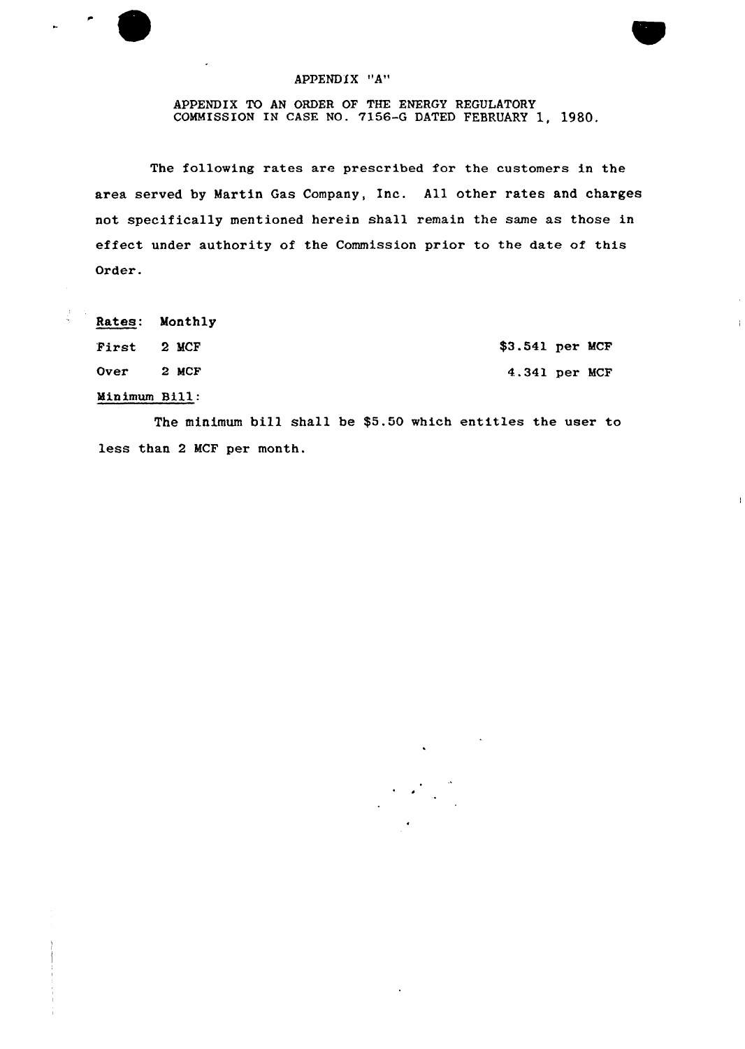# APPENDIX "A"

APPENDIX TO AN ORDER OF THE ENERGY REGULATORY COMMISSION IN CASE NO. 7156-G DATED FEBRUARY 1, 1980.

The following rates are prescribed for the customers in the area served by Martin Gas Company, Inc. All other rates and charges not specifically mentioned herein shall remain the same as those in effect under authority of the Commission prior to the date of this Order.

| | | |
|---|---|---|
| **Rates:** | Monthly | |
| First | 2 MCF | $3.541 per MCF |
| Over | 2 MCF | 4.341 per MCF |

**Minimum Bill:**

The minimum bill shall be $5.50 which entitles the user to less than 2 MCF per month.